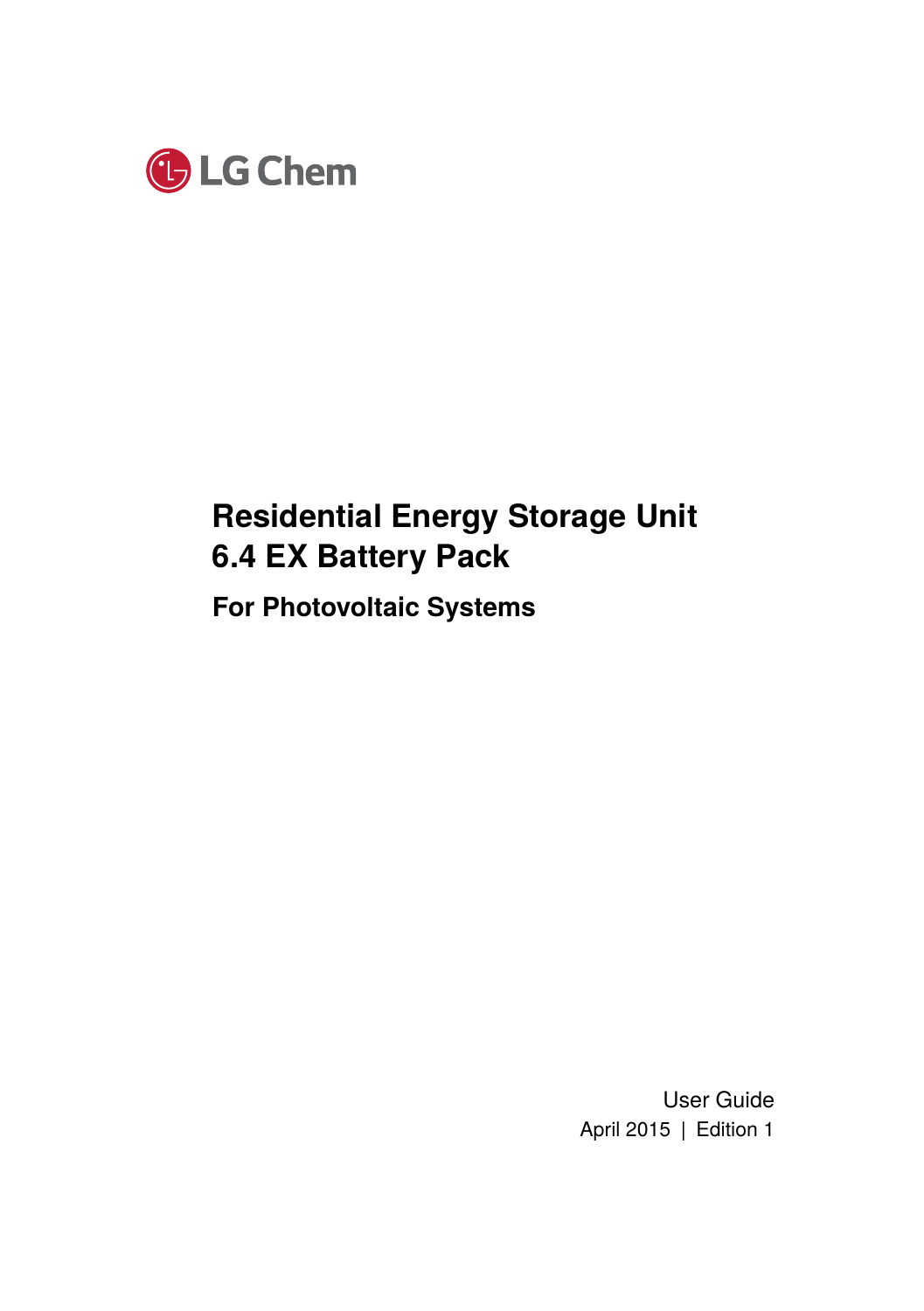LG Chem

# Residential Energy Storage Unit
# 6.4 EX Battery Pack

## For Photovoltaic Systems

User Guide

April 2015 | Edition 1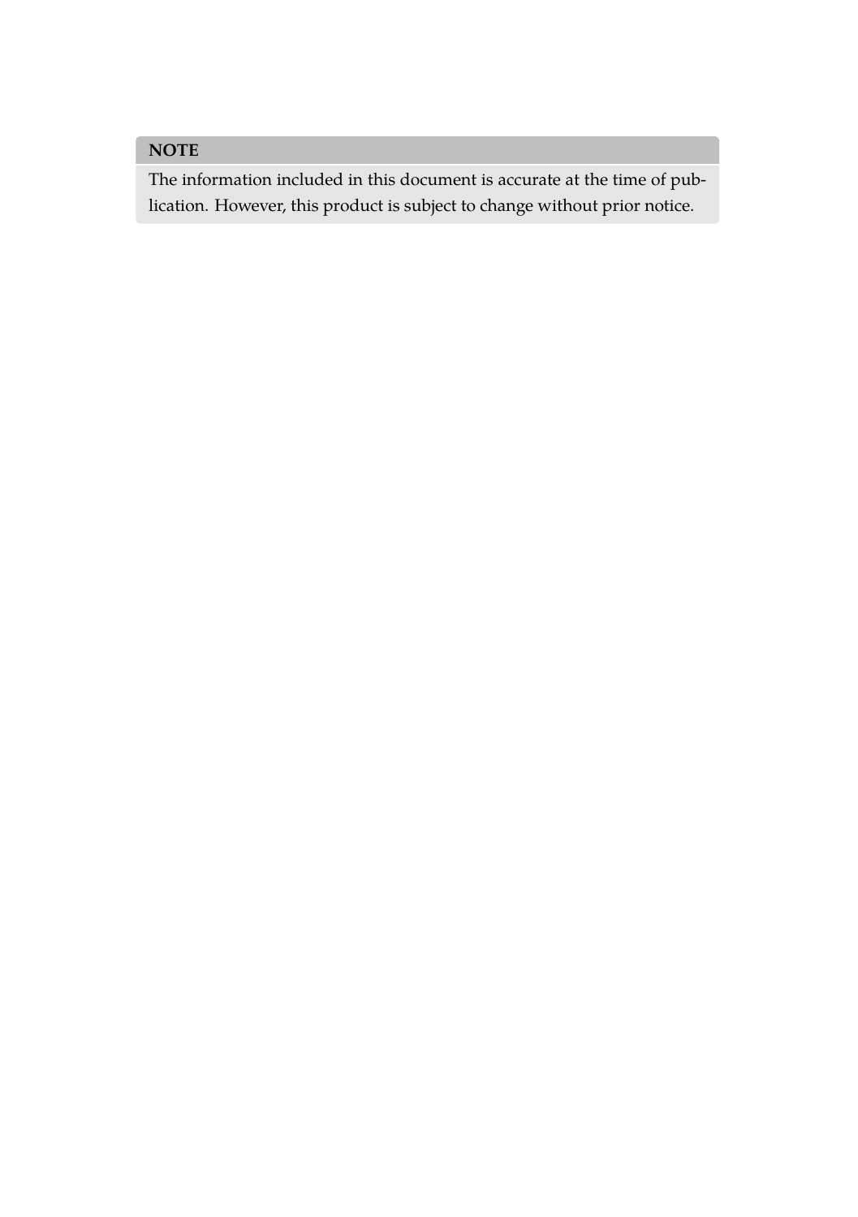**NOTE**

The information included in this document is accurate at the time of publication. However, this product is subject to change without prior notice.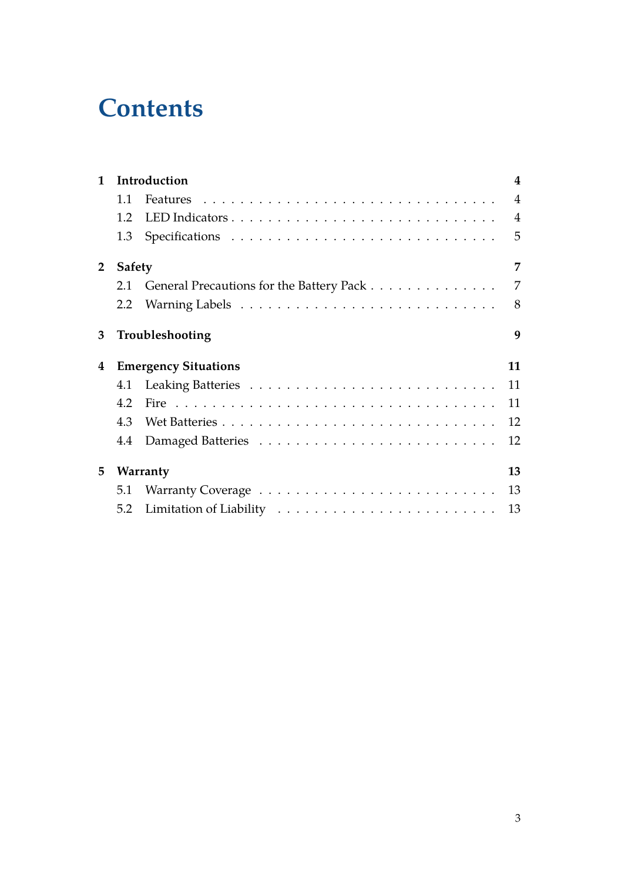# Contents

**1 Introduction** **4**

- 1.1 Features ... 4
- 1.2 LED Indicators ... 4
- 1.3 Specifications ... 5

**2 Safety** **7**

- 2.1 General Precautions for the Battery Pack ... 7
- 2.2 Warning Labels ... 8

**3 Troubleshooting** **9**

**4 Emergency Situations** **11**

- 4.1 Leaking Batteries ... 11
- 4.2 Fire ... 11
- 4.3 Wet Batteries ... 12
- 4.4 Damaged Batteries ... 12

**5 Warranty** **13**

- 5.1 Warranty Coverage ... 13
- 5.2 Limitation of Liability ... 13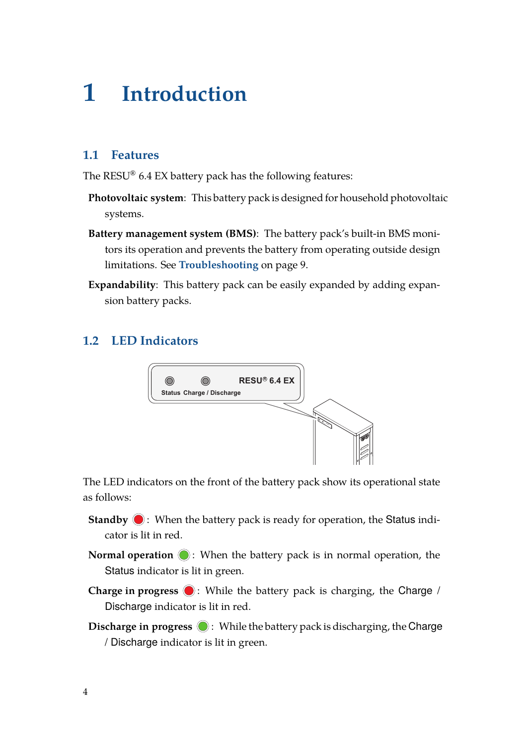# 1 Introduction

## 1.1 Features

The RESU® 6.4 EX battery pack has the following features:

**Photovoltaic system**: This battery pack is designed for household photovoltaic systems.

**Battery management system (BMS)**: The battery pack's built-in BMS monitors its operation and prevents the battery from operating outside design limitations. See **Troubleshooting** on page 9.

**Expandability**: This battery pack can be easily expanded by adding expansion battery packs.

## 1.2 LED Indicators

The LED indicators on the front of the battery pack show its operational state as follows:

**Standby** 🔴: When the battery pack is ready for operation, the Status indicator is lit in red.

**Normal operation** 🟢: When the battery pack is in normal operation, the Status indicator is lit in green.

**Charge in progress** 🔴: While the battery pack is charging, the Charge / Discharge indicator is lit in red.

**Discharge in progress** 🟢: While the battery pack is discharging, the Charge / Discharge indicator is lit in green.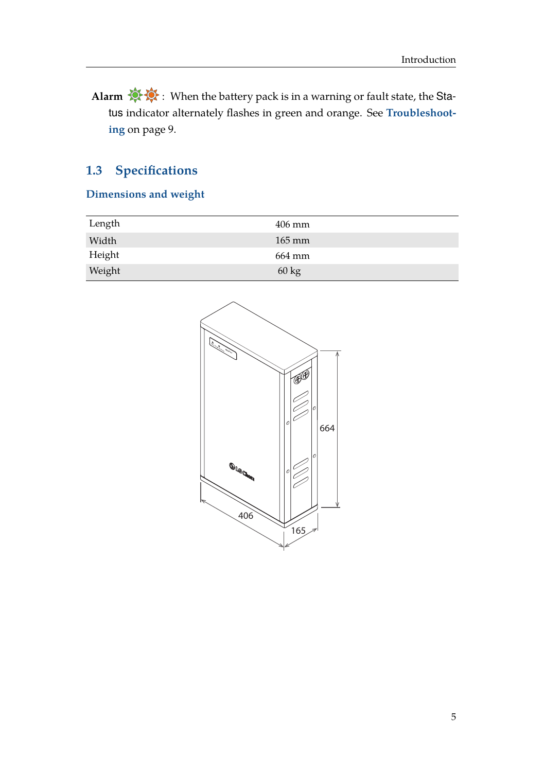**Alarm** : When the battery pack is in a warning or fault state, the Status indicator alternately flashes in green and orange. See **Troubleshooting** on page 9.

## 1.3 Specifications

### Dimensions and weight

| | |
|---|---|
| Length | 406 mm |
| Width | 165 mm |
| Height | 664 mm |
| Weight | 60 kg |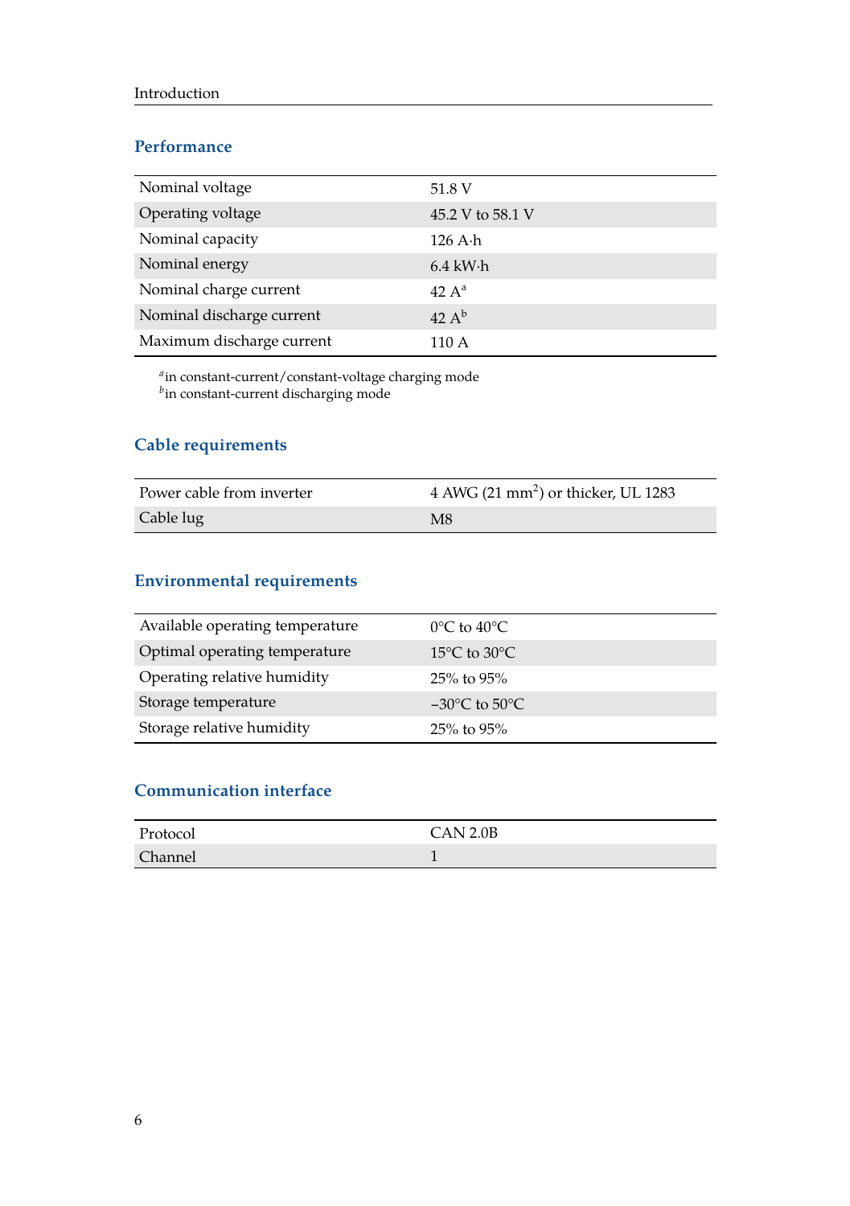## Performance

| | |
|---|---|
| Nominal voltage | 51.8 V |
| Operating voltage | 45.2 V to 58.1 V |
| Nominal capacity | 126 A·h |
| Nominal energy | 6.4 kW·h |
| Nominal charge current | 42 A[a] |
| Nominal discharge current | 42 A[b] |
| Maximum discharge current | 110 A |

[a] in constant-current/constant-voltage charging mode
[b] in constant-current discharging mode

## Cable requirements

| | |
|---|---|
| Power cable from inverter | 4 AWG (21 $mm^2$) or thicker, UL 1283 |
| Cable lug | M8 |

## Environmental requirements

| | |
|---|---|
| Available operating temperature | 0°C to 40°C |
| Optimal operating temperature | 15°C to 30°C |
| Operating relative humidity | 25% to 95% |
| Storage temperature | −30°C to 50°C |
| Storage relative humidity | 25% to 95% |

## Communication interface

| | |
|---|---|
| Protocol | CAN 2.0B |
| Channel | 1 |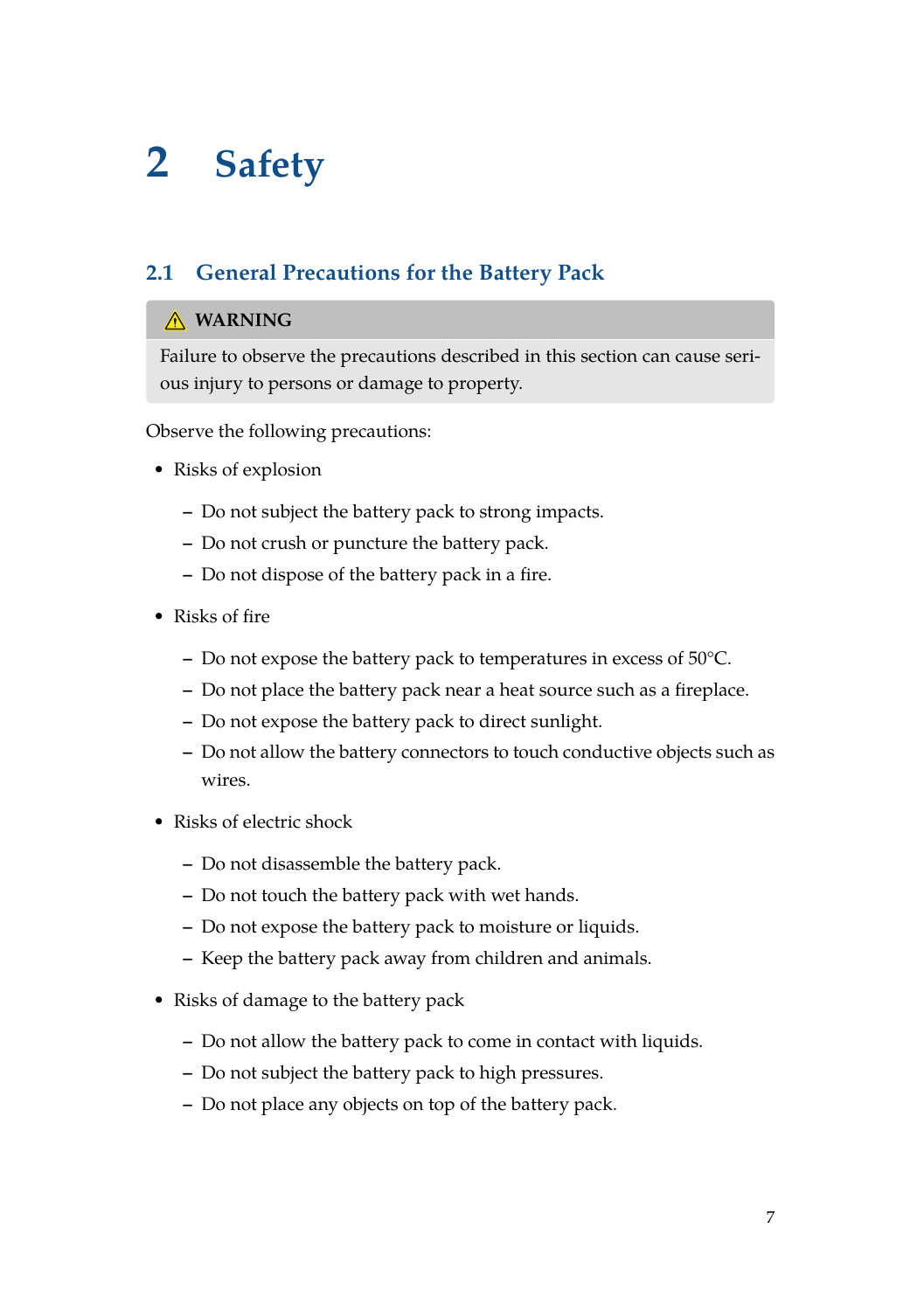# 2 Safety

## 2.1 General Precautions for the Battery Pack

> ⚠ **WARNING**
>
> Failure to observe the precautions described in this section can cause serious injury to persons or damage to property.

Observe the following precautions:

- Risks of explosion
  - Do not subject the battery pack to strong impacts.
  - Do not crush or puncture the battery pack.
  - Do not dispose of the battery pack in a fire.
- Risks of fire
  - Do not expose the battery pack to temperatures in excess of 50°C.
  - Do not place the battery pack near a heat source such as a fireplace.
  - Do not expose the battery pack to direct sunlight.
  - Do not allow the battery connectors to touch conductive objects such as wires.
- Risks of electric shock
  - Do not disassemble the battery pack.
  - Do not touch the battery pack with wet hands.
  - Do not expose the battery pack to moisture or liquids.
  - Keep the battery pack away from children and animals.
- Risks of damage to the battery pack
  - Do not allow the battery pack to come in contact with liquids.
  - Do not subject the battery pack to high pressures.
  - Do not place any objects on top of the battery pack.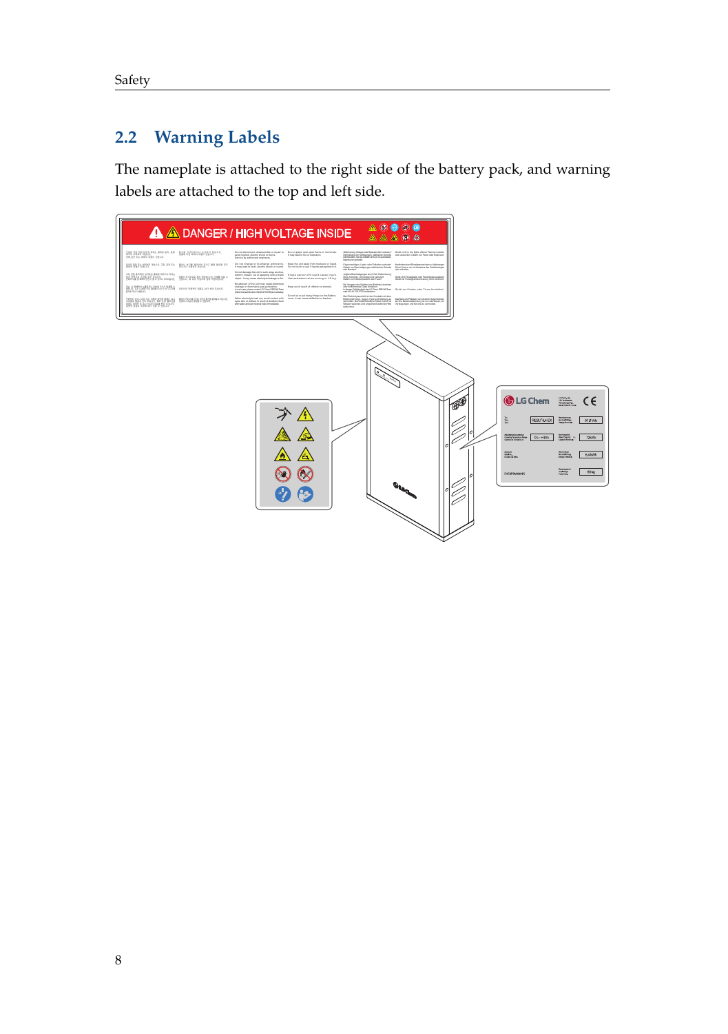## 2.2 Warning Labels

The nameplate is attached to the right side of the battery pack, and warning labels are attached to the top and left side.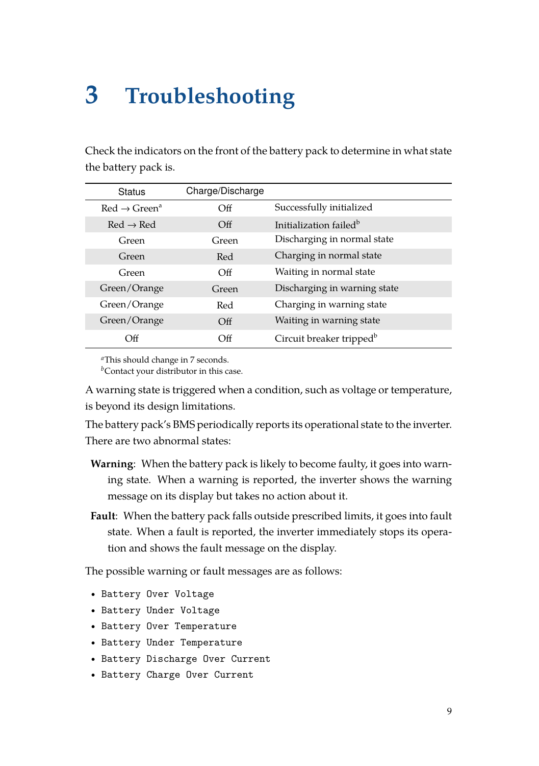# 3 Troubleshooting

Check the indicators on the front of the battery pack to determine in what state the battery pack is.

| Status | Charge/Discharge | |
|---|---|---|
| Red → Green[a] | Off | Successfully initialized |
| Red → Red | Off | Initialization failed[b] |
| Green | Green | Discharging in normal state |
| Green | Red | Charging in normal state |
| Green | Off | Waiting in normal state |
| Green/Orange | Green | Discharging in warning state |
| Green/Orange | Red | Charging in warning state |
| Green/Orange | Off | Waiting in warning state |
| Off | Off | Circuit breaker tripped[b] |

[a] This should change in 7 seconds.
[b] Contact your distributor in this case.

A warning state is triggered when a condition, such as voltage or temperature, is beyond its design limitations.

The battery pack's BMS periodically reports its operational state to the inverter. There are two abnormal states:

**Warning**: When the battery pack is likely to become faulty, it goes into warning state. When a warning is reported, the inverter shows the warning message on its display but takes no action about it.

**Fault**: When the battery pack falls outside prescribed limits, it goes into fault state. When a fault is reported, the inverter immediately stops its operation and shows the fault message on the display.

The possible warning or fault messages are as follows:

- `Battery Over Voltage`
- `Battery Under Voltage`
- `Battery Over Temperature`
- `Battery Under Temperature`
- `Battery Discharge Over Current`
- `Battery Charge Over Current`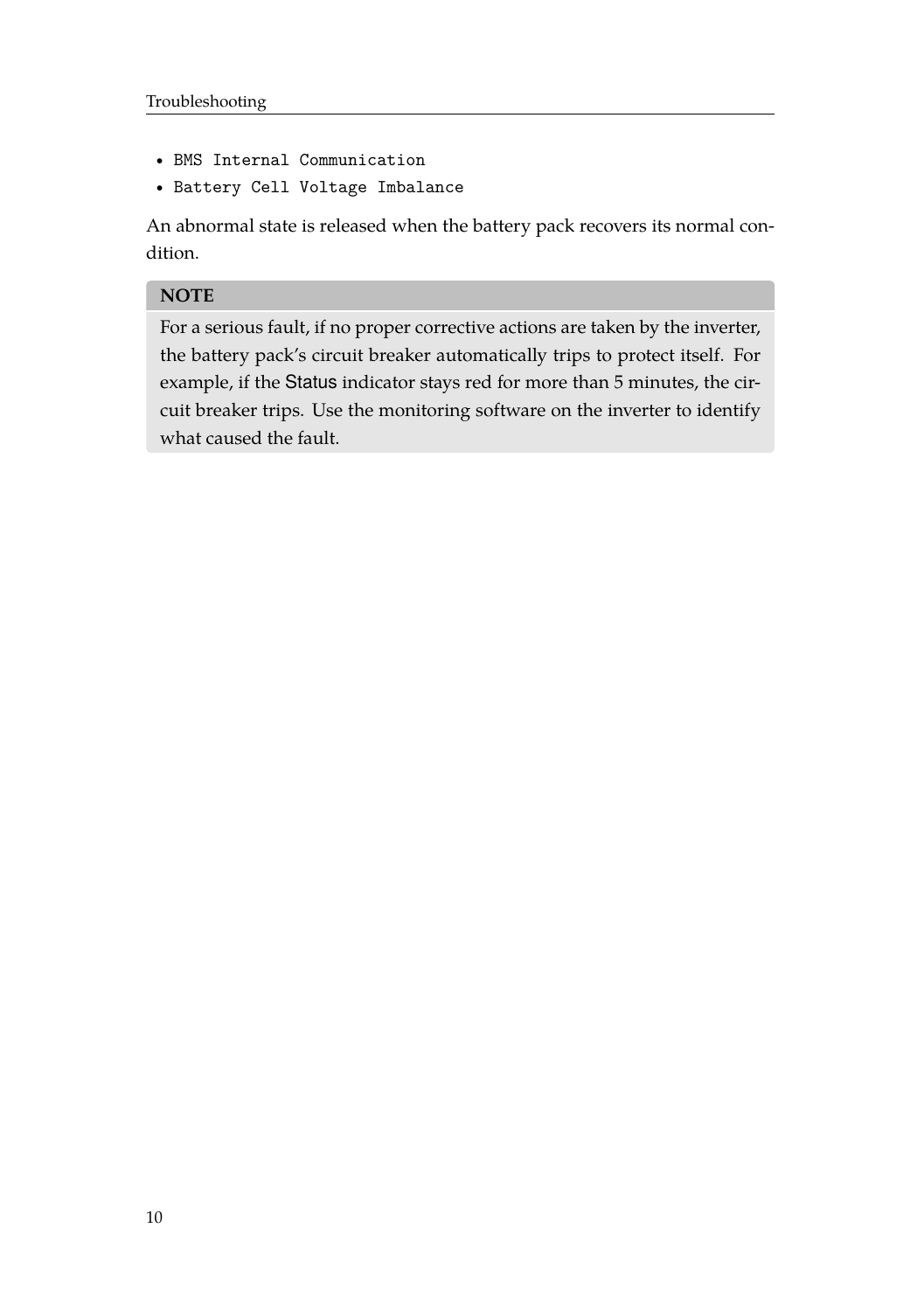- `BMS Internal Communication`
- `Battery Cell Voltage Imbalance`

An abnormal state is released when the battery pack recovers its normal condition.

> **NOTE**
>
> For a serious fault, if no proper corrective actions are taken by the inverter, the battery pack's circuit breaker automatically trips to protect itself. For example, if the Status indicator stays red for more than 5 minutes, the circuit breaker trips. Use the monitoring software on the inverter to identify what caused the fault.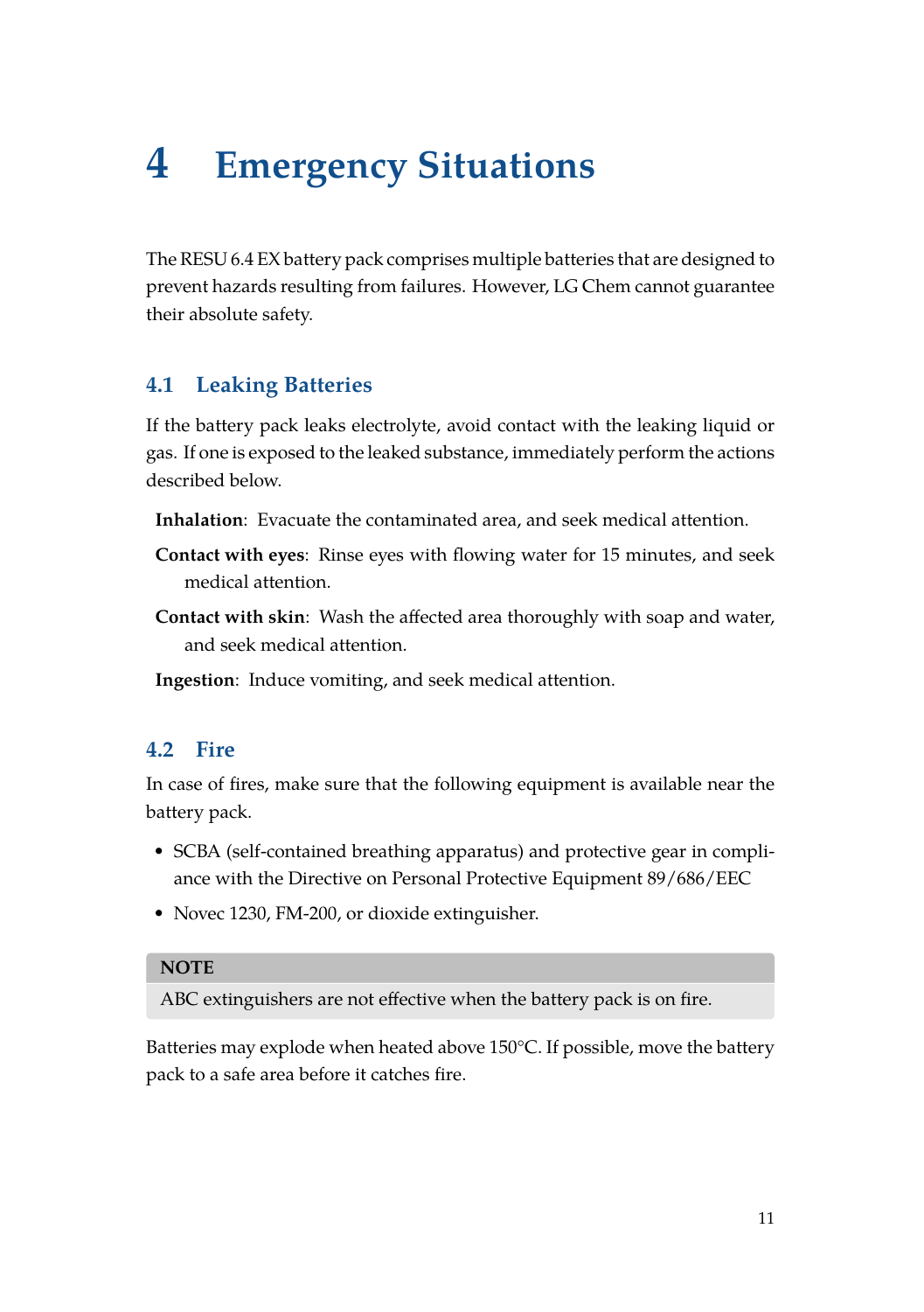# 4 Emergency Situations

The RESU 6.4 EX battery pack comprises multiple batteries that are designed to prevent hazards resulting from failures. However, LG Chem cannot guarantee their absolute safety.

## 4.1 Leaking Batteries

If the battery pack leaks electrolyte, avoid contact with the leaking liquid or gas. If one is exposed to the leaked substance, immediately perform the actions described below.

**Inhalation**: Evacuate the contaminated area, and seek medical attention.

**Contact with eyes**: Rinse eyes with flowing water for 15 minutes, and seek medical attention.

**Contact with skin**: Wash the affected area thoroughly with soap and water, and seek medical attention.

**Ingestion**: Induce vomiting, and seek medical attention.

## 4.2 Fire

In case of fires, make sure that the following equipment is available near the battery pack.

- SCBA (self-contained breathing apparatus) and protective gear in compliance with the Directive on Personal Protective Equipment 89/686/EEC
- Novec 1230, FM-200, or dioxide extinguisher.

**NOTE**

ABC extinguishers are not effective when the battery pack is on fire.

Batteries may explode when heated above 150°C. If possible, move the battery pack to a safe area before it catches fire.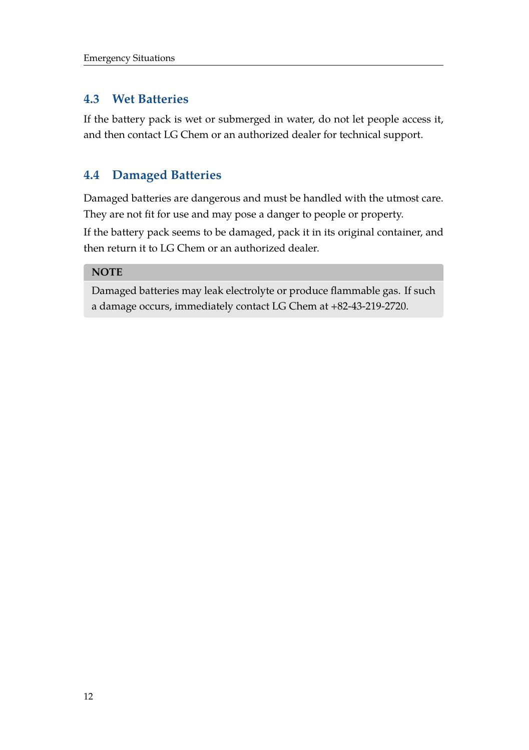## 4.3 Wet Batteries

If the battery pack is wet or submerged in water, do not let people access it, and then contact LG Chem or an authorized dealer for technical support.

## 4.4 Damaged Batteries

Damaged batteries are dangerous and must be handled with the utmost care. They are not fit for use and may pose a danger to people or property.

If the battery pack seems to be damaged, pack it in its original container, and then return it to LG Chem or an authorized dealer.

> **NOTE**
>
> Damaged batteries may leak electrolyte or produce flammable gas. If such a damage occurs, immediately contact LG Chem at +82-43-219-2720.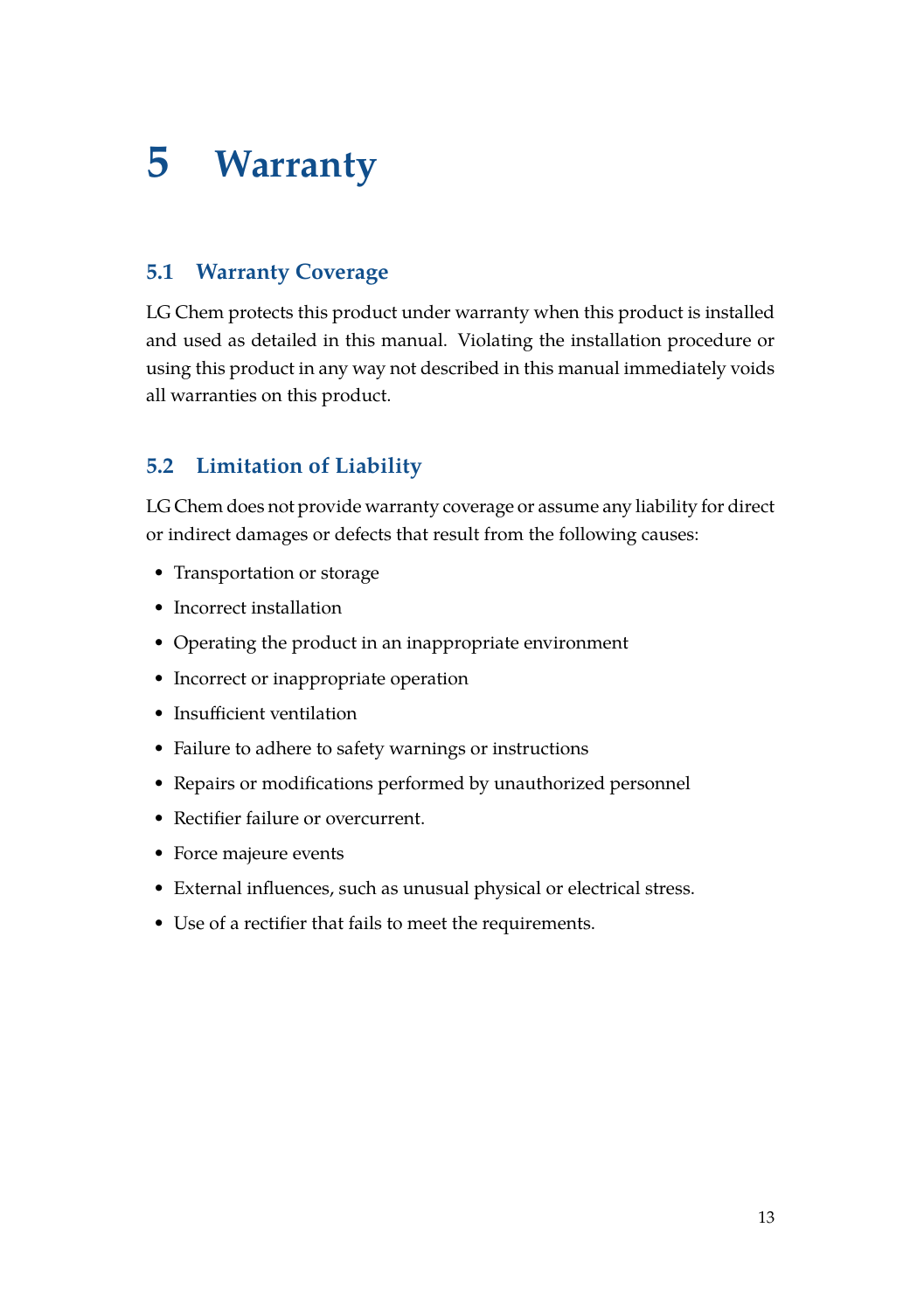# 5 Warranty

## 5.1 Warranty Coverage

LG Chem protects this product under warranty when this product is installed and used as detailed in this manual. Violating the installation procedure or using this product in any way not described in this manual immediately voids all warranties on this product.

## 5.2 Limitation of Liability

LG Chem does not provide warranty coverage or assume any liability for direct or indirect damages or defects that result from the following causes:

- Transportation or storage
- Incorrect installation
- Operating the product in an inappropriate environment
- Incorrect or inappropriate operation
- Insufficient ventilation
- Failure to adhere to safety warnings or instructions
- Repairs or modifications performed by unauthorized personnel
- Rectifier failure or overcurrent.
- Force majeure events
- External influences, such as unusual physical or electrical stress.
- Use of a rectifier that fails to meet the requirements.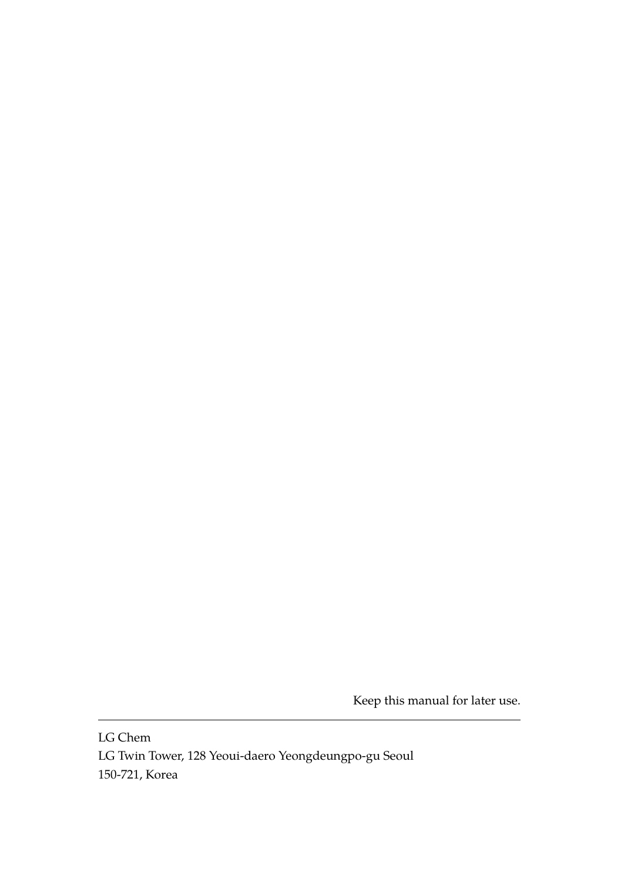Keep this manual for later use.

---

LG Chem
LG Twin Tower, 128 Yeoui-daero Yeongdeungpo-gu Seoul
150-721, Korea